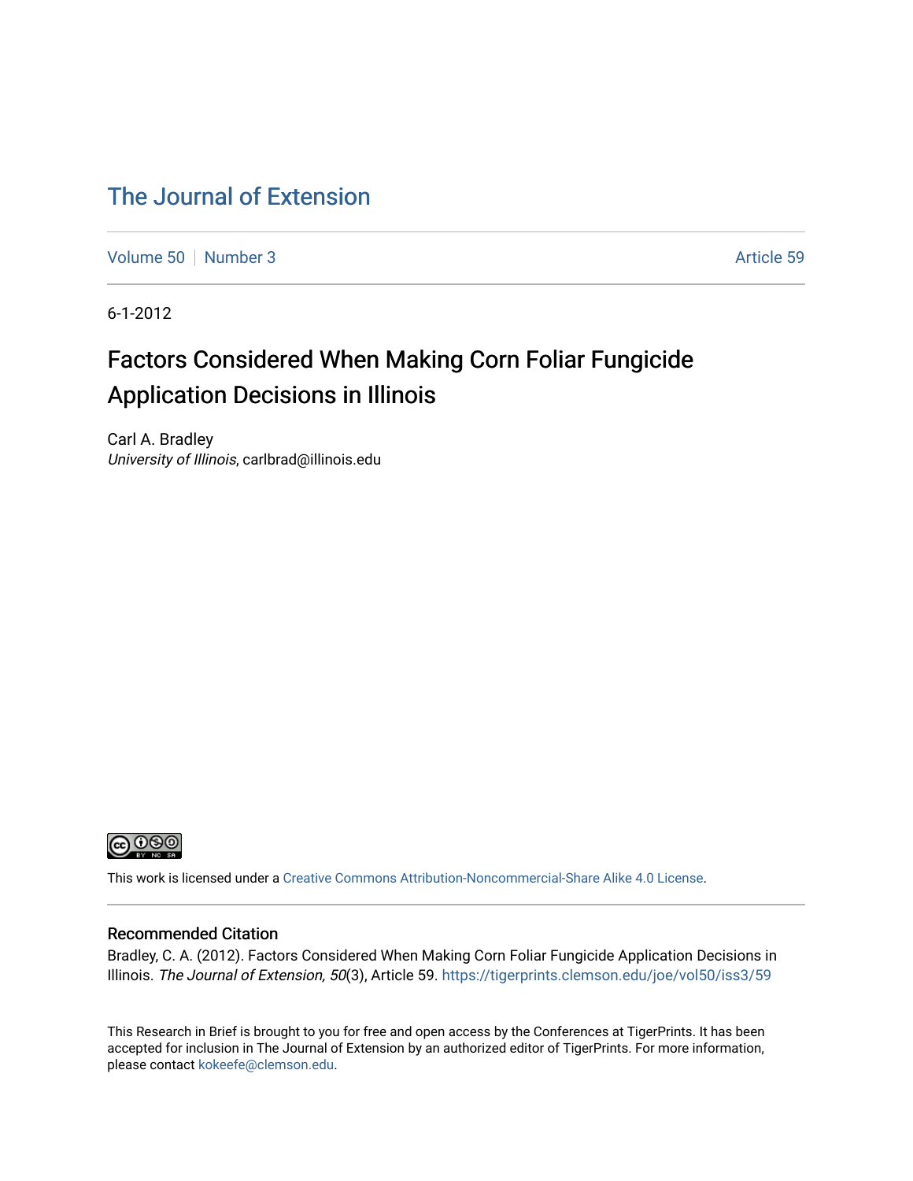# The Journal of Extension

Volume 50 | Number 3 | Article 59

6-1-2012

## Factors Considered When Making Corn Foliar Fungicide Application Decisions in Illinois

Carl A. Bradley
*University of Illinois*, carlbrad@illinois.edu

This work is licensed under a Creative Commons Attribution-Noncommercial-Share Alike 4.0 License.

### Recommended Citation

Bradley, C. A. (2012). Factors Considered When Making Corn Foliar Fungicide Application Decisions in Illinois. *The Journal of Extension, 50*(3), Article 59. https://tigerprints.clemson.edu/joe/vol50/iss3/59

This Research in Brief is brought to you for free and open access by the Conferences at TigerPrints. It has been accepted for inclusion in The Journal of Extension by an authorized editor of TigerPrints. For more information, please contact kokeefe@clemson.edu.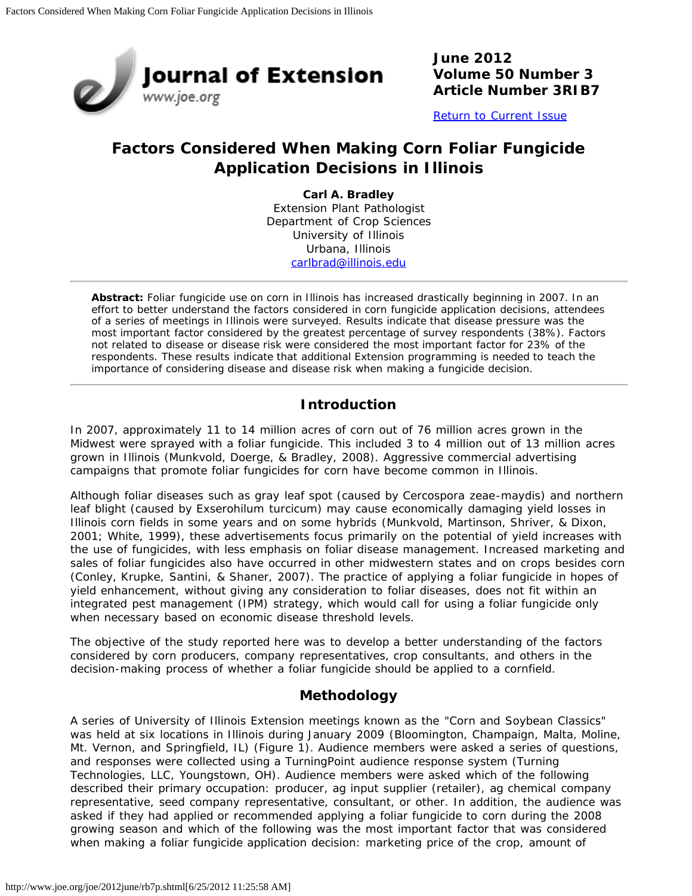# Factors Considered When Making Corn Foliar Fungicide Application Decisions in Illinois

**Carl A. Bradley**
Extension Plant Pathologist
Department of Crop Sciences
University of Illinois
Urbana, Illinois
carlbrad@illinois.edu

**Abstract:** Foliar fungicide use on corn in Illinois has increased drastically beginning in 2007. In an effort to better understand the factors considered in corn fungicide application decisions, attendees of a series of meetings in Illinois were surveyed. Results indicate that disease pressure was the most important factor considered by the greatest percentage of survey respondents (38%). Factors not related to disease or disease risk were considered the most important factor for 23% of the respondents. These results indicate that additional Extension programming is needed to teach the importance of considering disease and disease risk when making a fungicide decision.

## Introduction

In 2007, approximately 11 to 14 million acres of corn out of 76 million acres grown in the Midwest were sprayed with a foliar fungicide. This included 3 to 4 million out of 13 million acres grown in Illinois (Munkvold, Doerge, & Bradley, 2008). Aggressive commercial advertising campaigns that promote foliar fungicides for corn have become common in Illinois.

Although foliar diseases such as gray leaf spot (caused by Cercospora zeae-maydis) and northern leaf blight (caused by Exserohilum turcicum) may cause economically damaging yield losses in Illinois corn fields in some years and on some hybrids (Munkvold, Martinson, Shriver, & Dixon, 2001; White, 1999), these advertisements focus primarily on the potential of yield increases with the use of fungicides, with less emphasis on foliar disease management. Increased marketing and sales of foliar fungicides also have occurred in other midwestern states and on crops besides corn (Conley, Krupke, Santini, & Shaner, 2007). The practice of applying a foliar fungicide in hopes of yield enhancement, without giving any consideration to foliar diseases, does not fit within an integrated pest management (IPM) strategy, which would call for using a foliar fungicide only when necessary based on economic disease threshold levels.

The objective of the study reported here was to develop a better understanding of the factors considered by corn producers, company representatives, crop consultants, and others in the decision-making process of whether a foliar fungicide should be applied to a cornfield.

## Methodology

A series of University of Illinois Extension meetings known as the "Corn and Soybean Classics" was held at six locations in Illinois during January 2009 (Bloomington, Champaign, Malta, Moline, Mt. Vernon, and Springfield, IL) (Figure 1). Audience members were asked a series of questions, and responses were collected using a TurningPoint audience response system (Turning Technologies, LLC, Youngstown, OH). Audience members were asked which of the following described their primary occupation: producer, ag input supplier (retailer), ag chemical company representative, seed company representative, consultant, or other. In addition, the audience was asked if they had applied or recommended applying a foliar fungicide to corn during the 2008 growing season and which of the following was the most important factor that was considered when making a foliar fungicide application decision: marketing price of the crop, amount of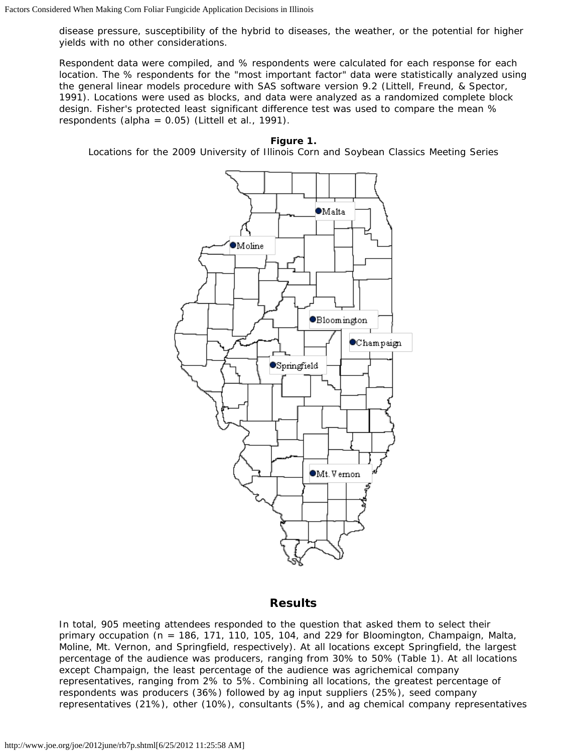disease pressure, susceptibility of the hybrid to diseases, the weather, or the potential for higher yields with no other considerations.

Respondent data were compiled, and % respondents were calculated for each response for each location. The % respondents for the "most important factor" data were statistically analyzed using the general linear models procedure with SAS software version 9.2 (Littell, Freund, & Spector, 1991). Locations were used as blocks, and data were analyzed as a randomized complete block design. Fisher's protected least significant difference test was used to compare the mean % respondents (alpha = 0.05) (Littell et al., 1991).

**Figure 1.**
Locations for the 2009 University of Illinois Corn and Soybean Classics Meeting Series

## Results

In total, 905 meeting attendees responded to the question that asked them to select their primary occupation (n = 186, 171, 110, 105, 104, and 229 for Bloomington, Champaign, Malta, Moline, Mt. Vernon, and Springfield, respectively). At all locations except Springfield, the largest percentage of the audience was producers, ranging from 30% to 50% (Table 1). At all locations except Champaign, the least percentage of the audience was agrichemical company representatives, ranging from 2% to 5%. Combining all locations, the greatest percentage of respondents was producers (36%) followed by ag input suppliers (25%), seed company representatives (21%), other (10%), consultants (5%), and ag chemical company representatives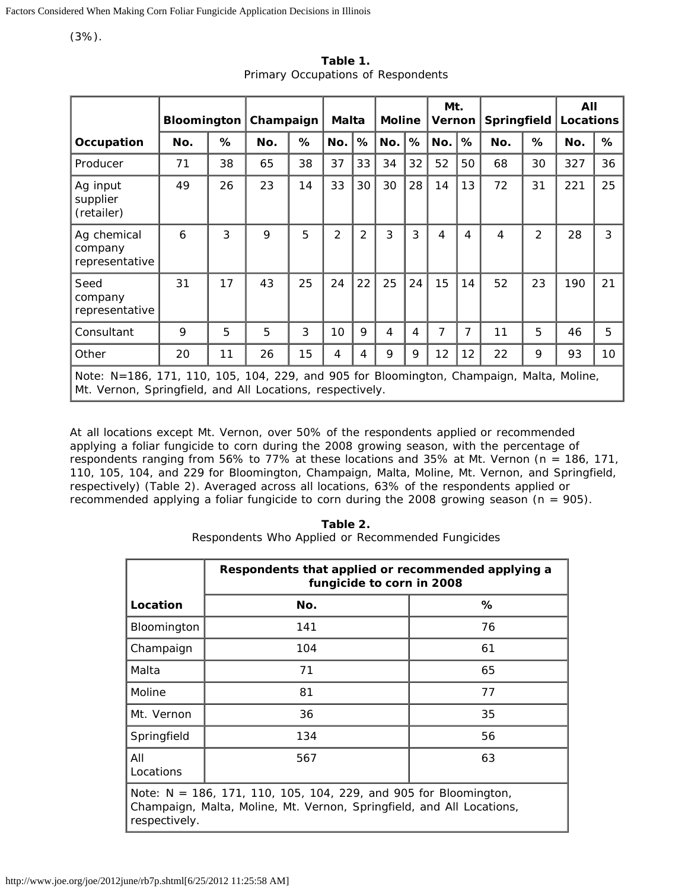(3%).

**Table 1.**
Primary Occupations of Respondents

| | Bloomington | | Champaign | | Malta | | Moline | | Mt. Vernon | | Springfield | | All Locations | |
|---|---|---|---|---|---|---|---|---|---|---|---|---|---|---|
| **Occupation** | **No.** | **%** | **No.** | **%** | **No.** | **%** | **No.** | **%** | **No.** | **%** | **No.** | **%** | **No.** | **%** |
| Producer | 71 | 38 | 65 | 38 | 37 | 33 | 34 | 32 | 52 | 50 | 68 | 30 | 327 | 36 |
| Ag input supplier (retailer) | 49 | 26 | 23 | 14 | 33 | 30 | 30 | 28 | 14 | 13 | 72 | 31 | 221 | 25 |
| Ag chemical company representative | 6 | 3 | 9 | 5 | 2 | 2 | 3 | 3 | 4 | 4 | 4 | 2 | 28 | 3 |
| Seed company representative | 31 | 17 | 43 | 25 | 24 | 22 | 25 | 24 | 15 | 14 | 52 | 23 | 190 | 21 |
| Consultant | 9 | 5 | 5 | 3 | 10 | 9 | 4 | 4 | 7 | 7 | 11 | 5 | 46 | 5 |
| Other | 20 | 11 | 26 | 15 | 4 | 4 | 9 | 9 | 12 | 12 | 22 | 9 | 93 | 10 |

Note: N=186, 171, 110, 105, 104, 229, and 905 for Bloomington, Champaign, Malta, Moline, Mt. Vernon, Springfield, and All Locations, respectively.

At all locations except Mt. Vernon, over 50% of the respondents applied or recommended applying a foliar fungicide to corn during the 2008 growing season, with the percentage of respondents ranging from 56% to 77% at these locations and 35% at Mt. Vernon (n = 186, 171, 110, 105, 104, and 229 for Bloomington, Champaign, Malta, Moline, Mt. Vernon, and Springfield, respectively) (Table 2). Averaged across all locations, 63% of the respondents applied or recommended applying a foliar fungicide to corn during the 2008 growing season (n = 905).

**Table 2.**
Respondents Who Applied or Recommended Fungicides

| | Respondents that applied or recommended applying a fungicide to corn in 2008 | |
|---|---|---|
| **Location** | **No.** | **%** |
| Bloomington | 141 | 76 |
| Champaign | 104 | 61 |
| Malta | 71 | 65 |
| Moline | 81 | 77 |
| Mt. Vernon | 36 | 35 |
| Springfield | 134 | 56 |
| All Locations | 567 | 63 |

Note: N = 186, 171, 110, 105, 104, 229, and 905 for Bloomington, Champaign, Malta, Moline, Mt. Vernon, Springfield, and All Locations, respectively.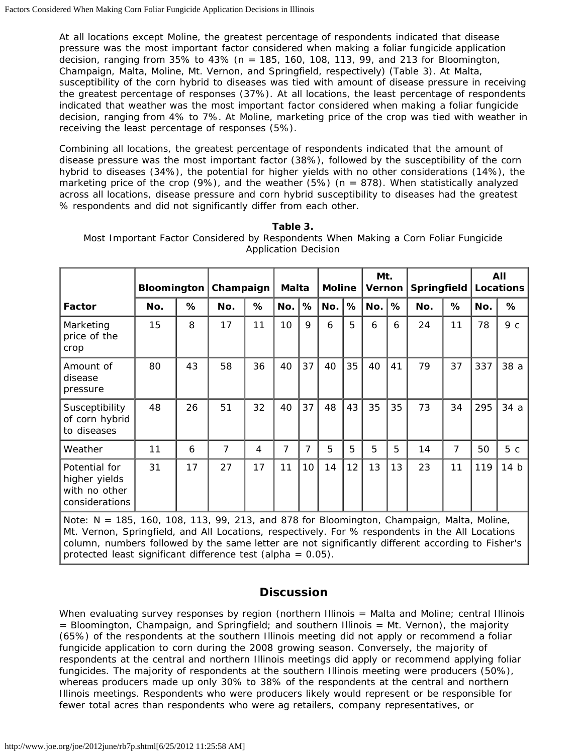At all locations except Moline, the greatest percentage of respondents indicated that disease pressure was the most important factor considered when making a foliar fungicide application decision, ranging from 35% to 43% (n = 185, 160, 108, 113, 99, and 213 for Bloomington, Champaign, Malta, Moline, Mt. Vernon, and Springfield, respectively) (Table 3). At Malta, susceptibility of the corn hybrid to diseases was tied with amount of disease pressure in receiving the greatest percentage of responses (37%). At all locations, the least percentage of respondents indicated that weather was the most important factor considered when making a foliar fungicide decision, ranging from 4% to 7%. At Moline, marketing price of the crop was tied with weather in receiving the least percentage of responses (5%).

Combining all locations, the greatest percentage of respondents indicated that the amount of disease pressure was the most important factor (38%), followed by the susceptibility of the corn hybrid to diseases (34%), the potential for higher yields with no other considerations (14%), the marketing price of the crop (9%), and the weather (5%) (n = 878). When statistically analyzed across all locations, disease pressure and corn hybrid susceptibility to diseases had the greatest % respondents and did not significantly differ from each other.

**Table 3.**
Most Important Factor Considered by Respondents When Making a Corn Foliar Fungicide Application Decision

| | Bloomington | | Champaign | | Malta | | Moline | | Mt. Vernon | | Springfield | | All Locations | |
|---|---|---|---|---|---|---|---|---|---|---|---|---|---|---|
| **Factor** | **No.** | **%** | **No.** | **%** | **No.** | **%** | **No.** | **%** | **No.** | **%** | **No.** | **%** | **No.** | **%** |
| Marketing price of the crop | 15 | 8 | 17 | 11 | 10 | 9 | 6 | 5 | 6 | 6 | 24 | 11 | 78 | 9 c |
| Amount of disease pressure | 80 | 43 | 58 | 36 | 40 | 37 | 40 | 35 | 40 | 41 | 79 | 37 | 337 | 38 a |
| Susceptibility of corn hybrid to diseases | 48 | 26 | 51 | 32 | 40 | 37 | 48 | 43 | 35 | 35 | 73 | 34 | 295 | 34 a |
| Weather | 11 | 6 | 7 | 4 | 7 | 7 | 5 | 5 | 5 | 5 | 14 | 7 | 50 | 5 c |
| Potential for higher yields with no other considerations | 31 | 17 | 27 | 17 | 11 | 10 | 14 | 12 | 13 | 13 | 23 | 11 | 119 | 14 b |

Note: N = 185, 160, 108, 113, 99, 213, and 878 for Bloomington, Champaign, Malta, Moline, Mt. Vernon, Springfield, and All Locations, respectively. For % respondents in the All Locations column, numbers followed by the same letter are not significantly different according to Fisher's protected least significant difference test (alpha = 0.05).

## Discussion

When evaluating survey responses by region (northern Illinois = Malta and Moline; central Illinois = Bloomington, Champaign, and Springfield; and southern Illinois = Mt. Vernon), the majority (65%) of the respondents at the southern Illinois meeting did not apply or recommend a foliar fungicide application to corn during the 2008 growing season. Conversely, the majority of respondents at the central and northern Illinois meetings did apply or recommend applying foliar fungicides. The majority of respondents at the southern Illinois meeting were producers (50%), whereas producers made up only 30% to 38% of the respondents at the central and northern Illinois meetings. Respondents who were producers likely would represent or be responsible for fewer total acres than respondents who were ag retailers, company representatives, or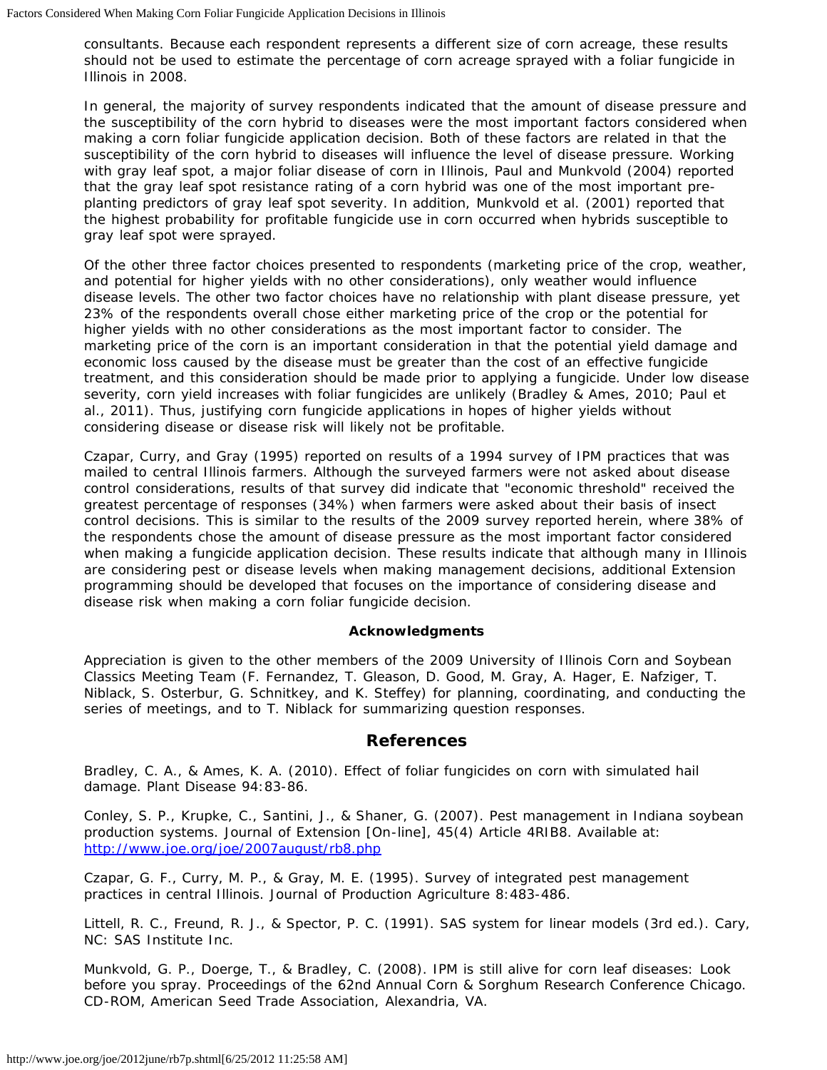consultants. Because each respondent represents a different size of corn acreage, these results should not be used to estimate the percentage of corn acreage sprayed with a foliar fungicide in Illinois in 2008.

In general, the majority of survey respondents indicated that the amount of disease pressure and the susceptibility of the corn hybrid to diseases were the most important factors considered when making a corn foliar fungicide application decision. Both of these factors are related in that the susceptibility of the corn hybrid to diseases will influence the level of disease pressure. Working with gray leaf spot, a major foliar disease of corn in Illinois, Paul and Munkvold (2004) reported that the gray leaf spot resistance rating of a corn hybrid was one of the most important pre-planting predictors of gray leaf spot severity. In addition, Munkvold et al. (2001) reported that the highest probability for profitable fungicide use in corn occurred when hybrids susceptible to gray leaf spot were sprayed.

Of the other three factor choices presented to respondents (marketing price of the crop, weather, and potential for higher yields with no other considerations), only weather would influence disease levels. The other two factor choices have no relationship with plant disease pressure, yet 23% of the respondents overall chose either marketing price of the crop or the potential for higher yields with no other considerations as the most important factor to consider. The marketing price of the corn is an important consideration in that the potential yield damage and economic loss caused by the disease must be greater than the cost of an effective fungicide treatment, and this consideration should be made prior to applying a fungicide. Under low disease severity, corn yield increases with foliar fungicides are unlikely (Bradley & Ames, 2010; Paul et al., 2011). Thus, justifying corn fungicide applications in hopes of higher yields without considering disease or disease risk will likely not be profitable.

Czapar, Curry, and Gray (1995) reported on results of a 1994 survey of IPM practices that was mailed to central Illinois farmers. Although the surveyed farmers were not asked about disease control considerations, results of that survey did indicate that "economic threshold" received the greatest percentage of responses (34%) when farmers were asked about their basis of insect control decisions. This is similar to the results of the 2009 survey reported herein, where 38% of the respondents chose the amount of disease pressure as the most important factor considered when making a fungicide application decision. These results indicate that although many in Illinois are considering pest or disease levels when making management decisions, additional Extension programming should be developed that focuses on the importance of considering disease and disease risk when making a corn foliar fungicide decision.

**Acknowledgments**

Appreciation is given to the other members of the 2009 University of Illinois Corn and Soybean Classics Meeting Team (F. Fernandez, T. Gleason, D. Good, M. Gray, A. Hager, E. Nafziger, T. Niblack, S. Osterbur, G. Schnitkey, and K. Steffey) for planning, coordinating, and conducting the series of meetings, and to T. Niblack for summarizing question responses.

## References

Bradley, C. A., & Ames, K. A. (2010). Effect of foliar fungicides on corn with simulated hail damage. Plant Disease 94:83-86.

Conley, S. P., Krupke, C., Santini, J., & Shaner, G. (2007). Pest management in Indiana soybean production systems. Journal of Extension [On-line], 45(4) Article 4RIB8. Available at: http://www.joe.org/joe/2007august/rb8.php

Czapar, G. F., Curry, M. P., & Gray, M. E. (1995). Survey of integrated pest management practices in central Illinois. Journal of Production Agriculture 8:483-486.

Littell, R. C., Freund, R. J., & Spector, P. C. (1991). SAS system for linear models (3rd ed.). Cary, NC: SAS Institute Inc.

Munkvold, G. P., Doerge, T., & Bradley, C. (2008). IPM is still alive for corn leaf diseases: Look before you spray. Proceedings of the 62nd Annual Corn & Sorghum Research Conference Chicago. CD-ROM, American Seed Trade Association, Alexandria, VA.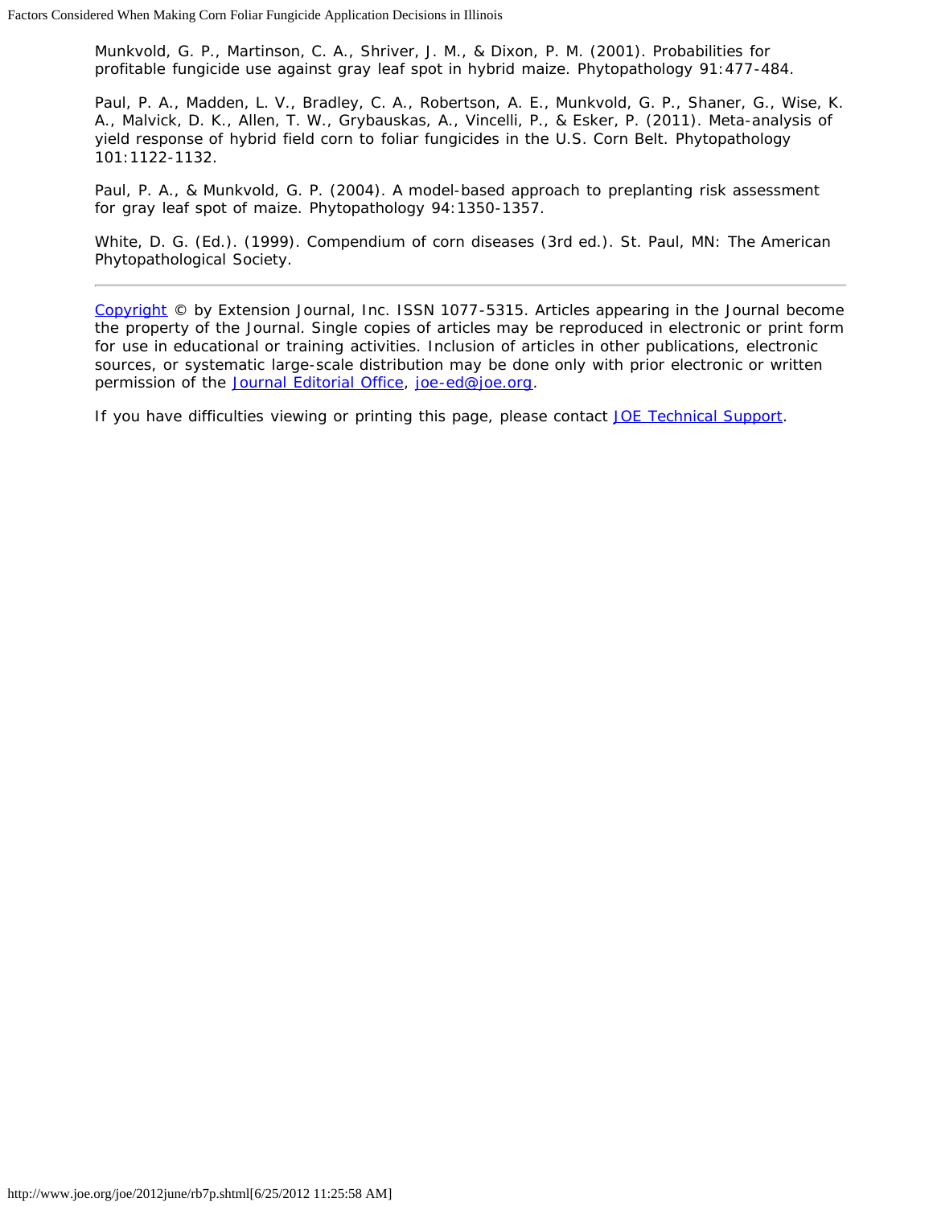Munkvold, G. P., Martinson, C. A., Shriver, J. M., & Dixon, P. M. (2001). Probabilities for profitable fungicide use against gray leaf spot in hybrid maize. Phytopathology 91:477-484.

Paul, P. A., Madden, L. V., Bradley, C. A., Robertson, A. E., Munkvold, G. P., Shaner, G., Wise, K. A., Malvick, D. K., Allen, T. W., Grybauskas, A., Vincelli, P., & Esker, P. (2011). Meta-analysis of yield response of hybrid field corn to foliar fungicides in the U.S. Corn Belt. Phytopathology 101:1122-1132.

Paul, P. A., & Munkvold, G. P. (2004). A model-based approach to preplanting risk assessment for gray leaf spot of maize. Phytopathology 94:1350-1357.

White, D. G. (Ed.). (1999). Compendium of corn diseases (3rd ed.). St. Paul, MN: The American Phytopathological Society.

---

Copyright © by Extension Journal, Inc. ISSN 1077-5315. Articles appearing in the Journal become the property of the Journal. Single copies of articles may be reproduced in electronic or print form for use in educational or training activities. Inclusion of articles in other publications, electronic sources, or systematic large-scale distribution may be done only with prior electronic or written permission of the Journal Editorial Office, joe-ed@joe.org.

If you have difficulties viewing or printing this page, please contact JOE Technical Support.